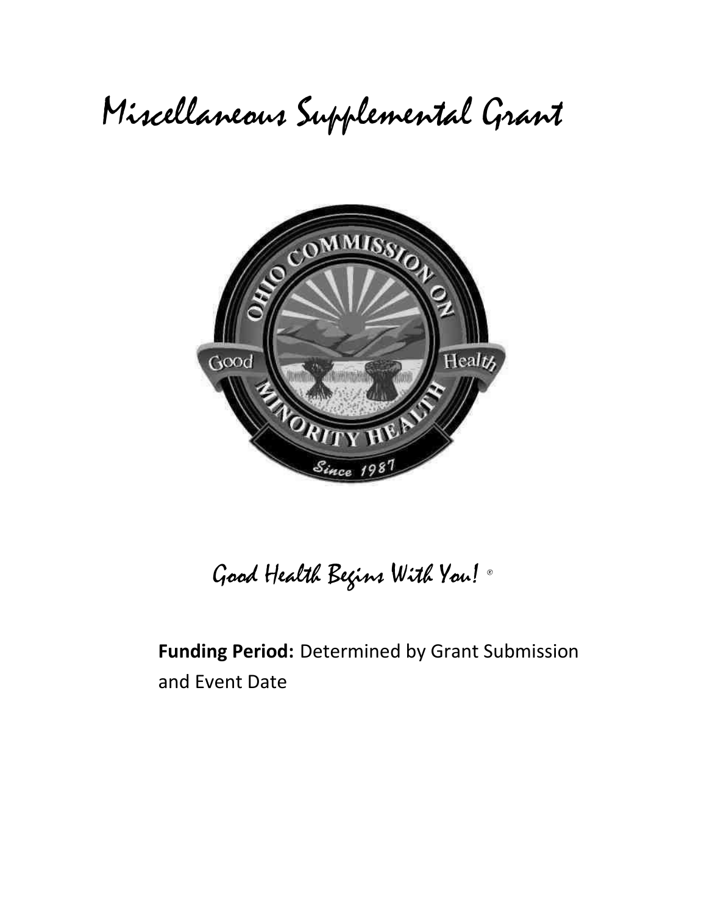# Miscellaneous Supplemental Grant

Good Health Begins With You! ®

**Funding Period:** Determined by Grant Submission and Event Date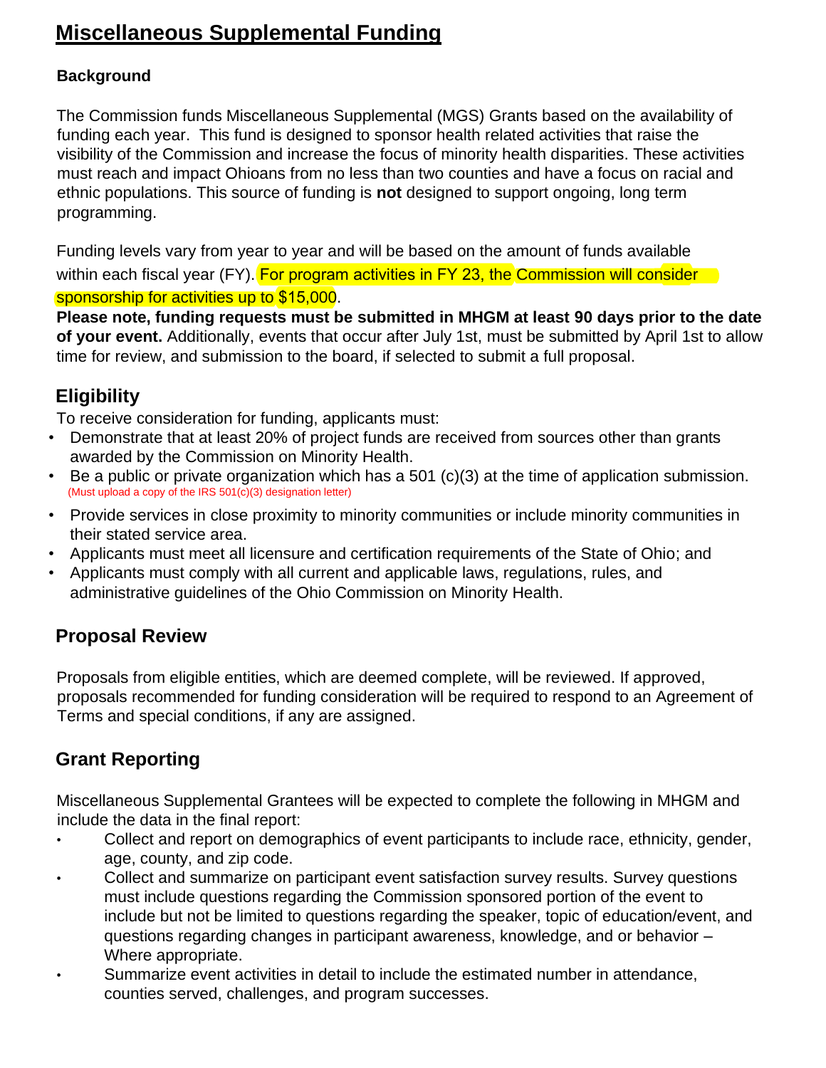# Miscellaneous Supplemental Funding

### Background

The Commission funds Miscellaneous Supplemental (MGS) Grants based on the availability of funding each year. This fund is designed to sponsor health related activities that raise the visibility of the Commission and increase the focus of minority health disparities. These activities must reach and impact Ohioans from no less than two counties and have a focus on racial and ethnic populations. This source of funding is **not** designed to support ongoing, long term programming.

Funding levels vary from year to year and will be based on the amount of funds available within each fiscal year (FY). For program activities in FY 23, the Commission will consider sponsorship for activities up to $15,000.

**Please note, funding requests must be submitted in MHGM at least 90 days prior to the date of your event.** Additionally, events that occur after July 1st, must be submitted by April 1st to allow time for review, and submission to the board, if selected to submit a full proposal.

## Eligibility

To receive consideration for funding, applicants must:

- Demonstrate that at least 20% of project funds are received from sources other than grants awarded by the Commission on Minority Health.
- Be a public or private organization which has a 501 (c)(3) at the time of application submission. (Must upload a copy of the IRS 501(c)(3) designation letter)
- Provide services in close proximity to minority communities or include minority communities in their stated service area.
- Applicants must meet all licensure and certification requirements of the State of Ohio; and
- Applicants must comply with all current and applicable laws, regulations, rules, and administrative guidelines of the Ohio Commission on Minority Health.

## Proposal Review

Proposals from eligible entities, which are deemed complete, will be reviewed. If approved, proposals recommended for funding consideration will be required to respond to an Agreement of Terms and special conditions, if any are assigned.

## Grant Reporting

Miscellaneous Supplemental Grantees will be expected to complete the following in MHGM and include the data in the final report:

- Collect and report on demographics of event participants to include race, ethnicity, gender, age, county, and zip code.
- Collect and summarize on participant event satisfaction survey results. Survey questions must include questions regarding the Commission sponsored portion of the event to include but not be limited to questions regarding the speaker, topic of education/event, and questions regarding changes in participant awareness, knowledge, and or behavior – Where appropriate.
- Summarize event activities in detail to include the estimated number in attendance, counties served, challenges, and program successes.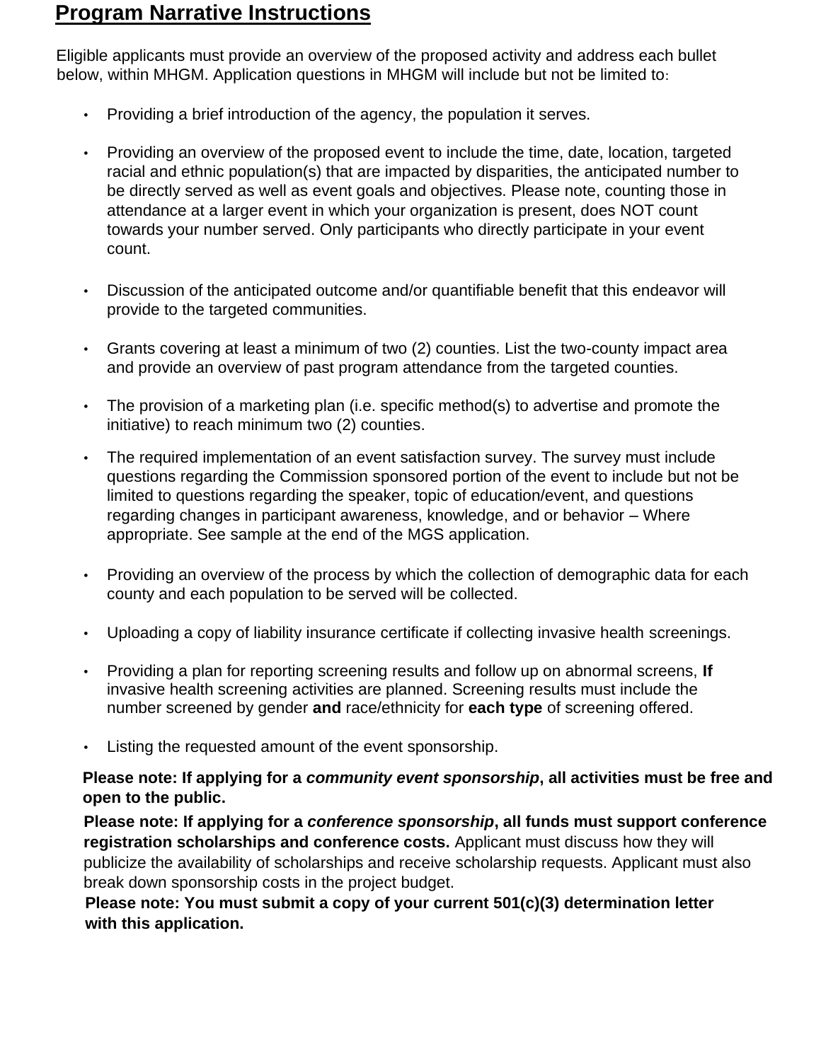# **Program Narrative Instructions**

Eligible applicants must provide an overview of the proposed activity and address each bullet below, within MHGM. Application questions in MHGM will include but not be limited to:

- Providing a brief introduction of the agency, the population it serves.
- Providing an overview of the proposed event to include the time, date, location, targeted racial and ethnic population(s) that are impacted by disparities, the anticipated number to be directly served as well as event goals and objectives. Please note, counting those in attendance at a larger event in which your organization is present, does NOT count towards your number served. Only participants who directly participate in your event count.
- Discussion of the anticipated outcome and/or quantifiable benefit that this endeavor will provide to the targeted communities.
- Grants covering at least a minimum of two (2) counties. List the two-county impact area and provide an overview of past program attendance from the targeted counties.
- The provision of a marketing plan (i.e. specific method(s) to advertise and promote the initiative) to reach minimum two (2) counties.
- The required implementation of an event satisfaction survey. The survey must include questions regarding the Commission sponsored portion of the event to include but not be limited to questions regarding the speaker, topic of education/event, and questions regarding changes in participant awareness, knowledge, and or behavior – Where appropriate. See sample at the end of the MGS application.
- Providing an overview of the process by which the collection of demographic data for each county and each population to be served will be collected.
- Uploading a copy of liability insurance certificate if collecting invasive health screenings.
- Providing a plan for reporting screening results and follow up on abnormal screens, **If** invasive health screening activities are planned. Screening results must include the number screened by gender **and** race/ethnicity for **each type** of screening offered.
- Listing the requested amount of the event sponsorship.

**Please note: If applying for a *community event sponsorship*, all activities must be free and open to the public.**

**Please note: If applying for a *conference sponsorship*, all funds must support conference registration scholarships and conference costs.** Applicant must discuss how they will publicize the availability of scholarships and receive scholarship requests. Applicant must also break down sponsorship costs in the project budget.

**Please note: You must submit a copy of your current 501(c)(3) determination letter with this application.**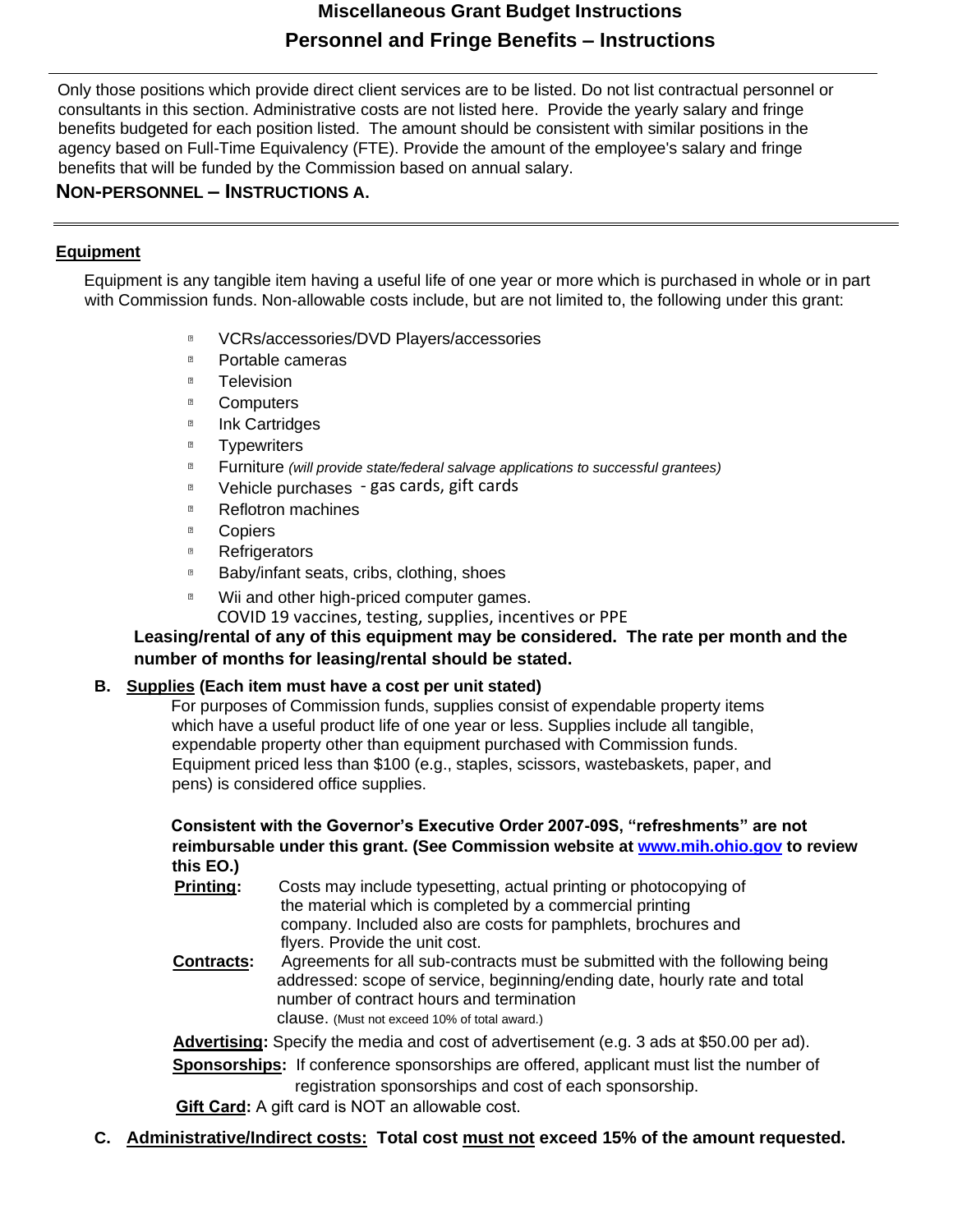# Miscellaneous Grant Budget Instructions

## Personnel and Fringe Benefits – Instructions

Only those positions which provide direct client services are to be listed. Do not list contractual personnel or consultants in this section. Administrative costs are not listed here. Provide the yearly salary and fringe benefits budgeted for each position listed. The amount should be consistent with similar positions in the agency based on Full-Time Equivalency (FTE). Provide the amount of the employee's salary and fringe benefits that will be funded by the Commission based on annual salary.

## NON-PERSONNEL – INSTRUCTIONS A.

### Equipment

Equipment is any tangible item having a useful life of one year or more which is purchased in whole or in part with Commission funds. Non-allowable costs include, but are not limited to, the following under this grant:

- VCRs/accessories/DVD Players/accessories
- Portable cameras
- Television
- Computers
- Ink Cartridges
- Typewriters
- Furniture *(will provide state/federal salvage applications to successful grantees)*
- Vehicle purchases - gas cards, gift cards
- Reflotron machines
- Copiers
- Refrigerators
- Baby/infant seats, cribs, clothing, shoes
- Wii and other high-priced computer games.
  COVID 19 vaccines, testing, supplies, incentives or PPE

**Leasing/rental of any of this equipment may be considered. The rate per month and the number of months for leasing/rental should be stated.**

**B. Supplies (Each item must have a cost per unit stated)**

For purposes of Commission funds, supplies consist of expendable property items which have a useful product life of one year or less. Supplies include all tangible, expendable property other than equipment purchased with Commission funds. Equipment priced less than $100 (e.g., staples, scissors, wastebaskets, paper, and pens) is considered office supplies.

**Consistent with the Governor's Executive Order 2007-09S, "refreshments" are not reimbursable under this grant. (See Commission website at [www.mih.ohio.gov](http://www.mih.ohio.gov) to review this EO.)**

**Printing:** Costs may include typesetting, actual printing or photocopying of the material which is completed by a commercial printing company. Included also are costs for pamphlets, brochures and flyers. Provide the unit cost.

**Contracts:** Agreements for all sub-contracts must be submitted with the following being addressed: scope of service, beginning/ending date, hourly rate and total number of contract hours and termination clause. (Must not exceed 10% of total award.)

**Advertising:** Specify the media and cost of advertisement (e.g. 3 ads at $50.00 per ad).

**Sponsorships:** If conference sponsorships are offered, applicant must list the number of registration sponsorships and cost of each sponsorship.

**Gift Card:** A gift card is NOT an allowable cost.

**C. Administrative/Indirect costs: Total cost must not exceed 15% of the amount requested.**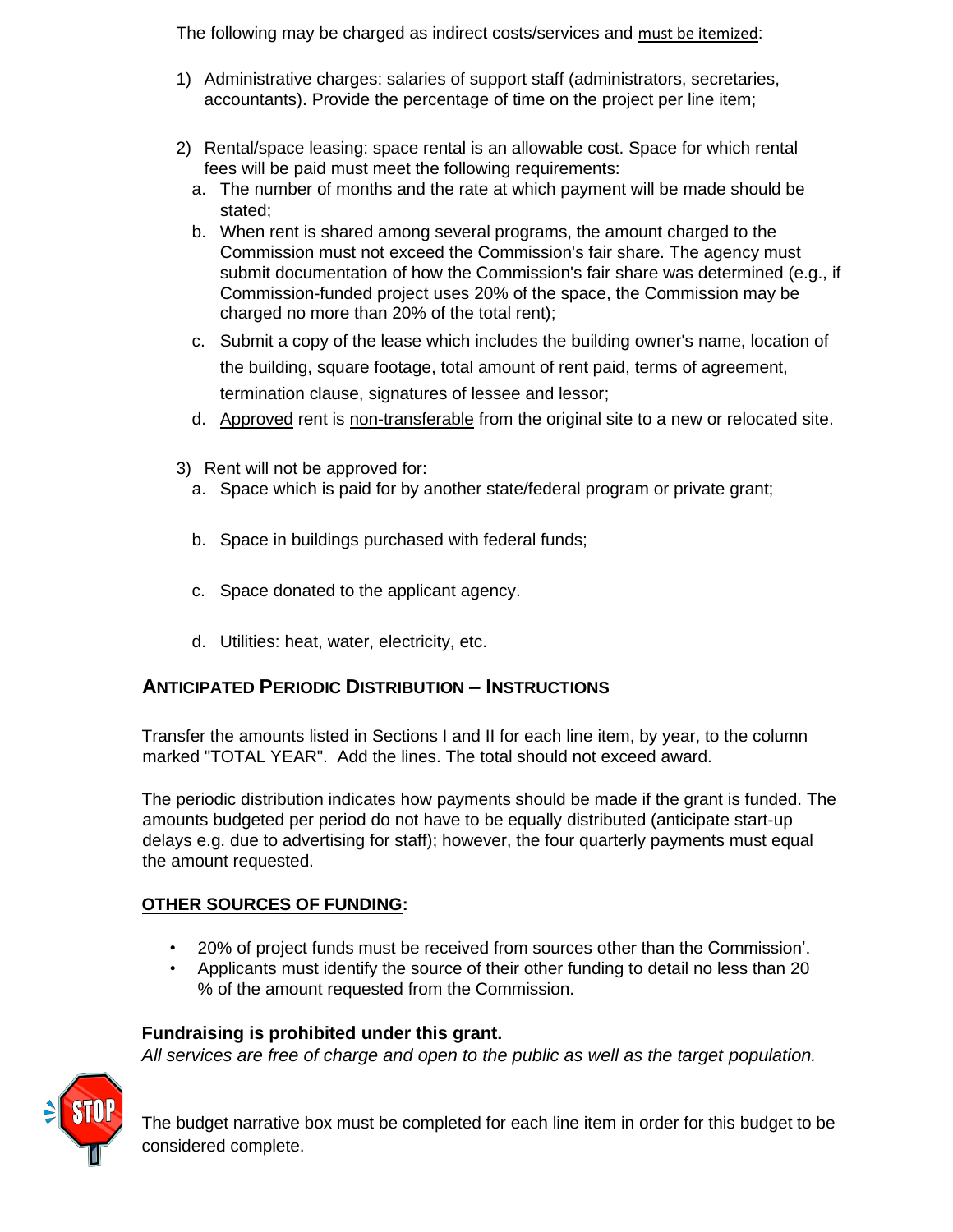The following may be charged as indirect costs/services and <u>must be itemized</u>:

1) Administrative charges: salaries of support staff (administrators, secretaries, accountants). Provide the percentage of time on the project per line item;

2) Rental/space leasing: space rental is an allowable cost. Space for which rental fees will be paid must meet the following requirements:
   a. The number of months and the rate at which payment will be made should be stated;
   b. When rent is shared among several programs, the amount charged to the Commission must not exceed the Commission's fair share. The agency must submit documentation of how the Commission's fair share was determined (e.g., if Commission-funded project uses 20% of the space, the Commission may be charged no more than 20% of the total rent);
   c. Submit a copy of the lease which includes the building owner's name, location of the building, square footage, total amount of rent paid, terms of agreement, termination clause, signatures of lessee and lessor;
   d. <u>Approved</u> rent is <u>non-transferable</u> from the original site to a new or relocated site.

3) Rent will not be approved for:
   a. Space which is paid for by another state/federal program or private grant;
   b. Space in buildings purchased with federal funds;
   c. Space donated to the applicant agency.
   d. Utilities: heat, water, electricity, etc.

## ANTICIPATED PERIODIC DISTRIBUTION – INSTRUCTIONS

Transfer the amounts listed in Sections I and II for each line item, by year, to the column marked "TOTAL YEAR". Add the lines. The total should not exceed award.

The periodic distribution indicates how payments should be made if the grant is funded. The amounts budgeted per period do not have to be equally distributed (anticipate start-up delays e.g. due to advertising for staff); however, the four quarterly payments must equal the amount requested.

**<u>OTHER SOURCES OF FUNDING</u>:**

- 20% of project funds must be received from sources other than the Commission'.
- Applicants must identify the source of their other funding to detail no less than 20 % of the amount requested from the Commission.

**Fundraising is prohibited under this grant.**

*All services are free of charge and open to the public as well as the target population.*

The budget narrative box must be completed for each line item in order for this budget to be considered complete.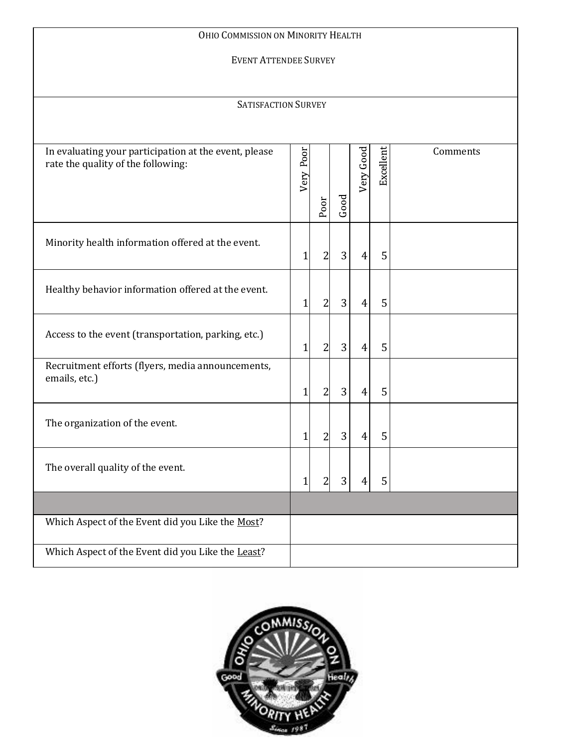# Ohio Commission on Minority Health

## Event Attendee Survey

### Satisfaction Survey

| In evaluating your participation at the event, please rate the quality of the following: | Very Poor | Poor | Good | Very Good | Excellent | Comments |
|---|---|---|---|---|---|---|
| Minority health information offered at the event. | 1 | 2 | 3 | 4 | 5 | |
| Healthy behavior information offered at the event. | 1 | 2 | 3 | 4 | 5 | |
| Access to the event (transportation, parking, etc.) | 1 | 2 | 3 | 4 | 5 | |
| Recruitment efforts (flyers, media announcements, emails, etc.) | 1 | 2 | 3 | 4 | 5 | |
| The organization of the event. | 1 | 2 | 3 | 4 | 5 | |
| The overall quality of the event. | 1 | 2 | 3 | 4 | 5 | |

| | |
|---|---|
| Which Aspect of the Event did you Like the Most? | |
| Which Aspect of the Event did you Like the Least? | |